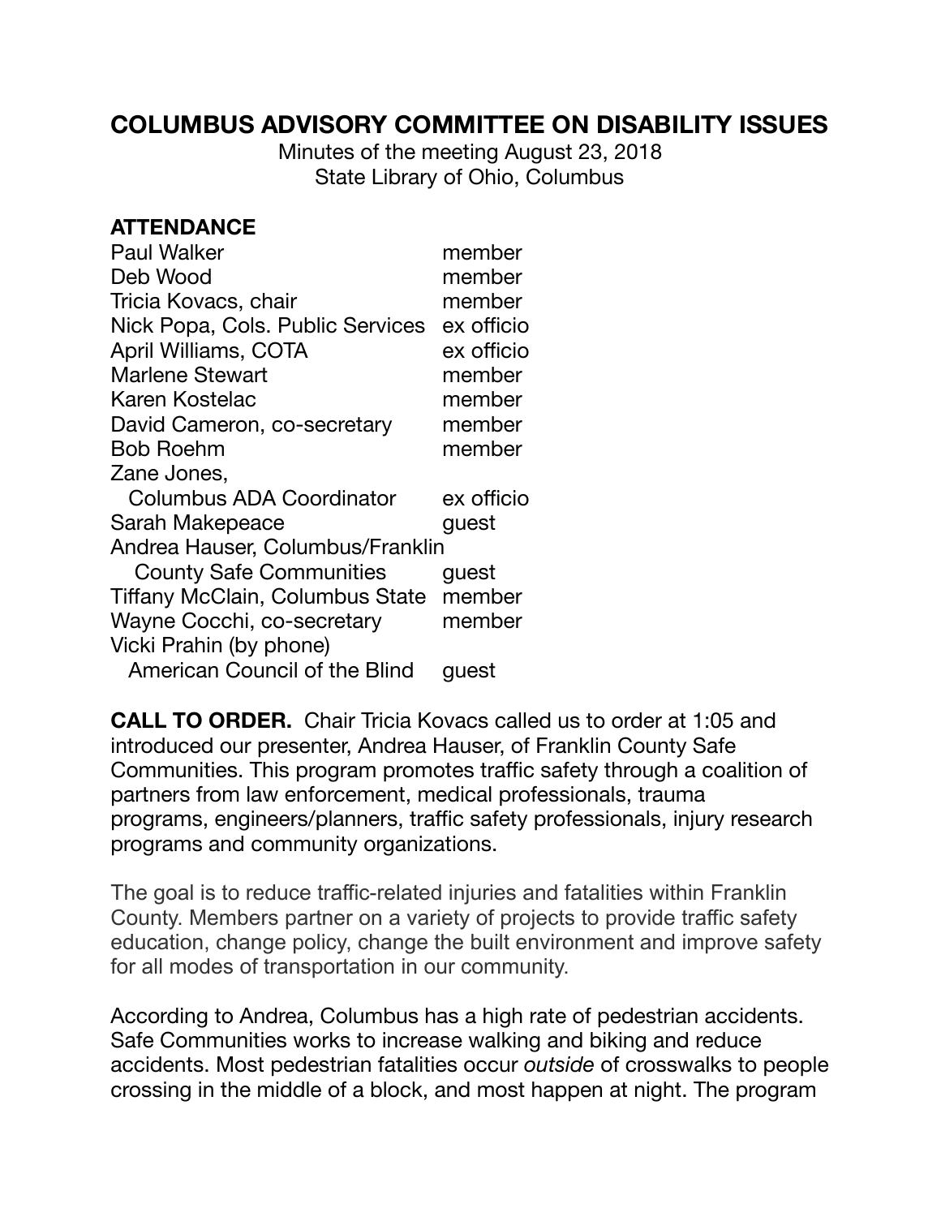# COLUMBUS ADVISORY COMMITTEE ON DISABILITY ISSUES

Minutes of the meeting August 23, 2018
State Library of Ohio, Columbus

## ATTENDANCE

| Name | Role |
|---|---|
| Paul Walker | member |
| Deb Wood | member |
| Tricia Kovacs, chair | member |
| Nick Popa, Cols. Public Services | ex officio |
| April Williams, COTA | ex officio |
| Marlene Stewart | member |
| Karen Kostelac | member |
| David Cameron, co-secretary | member |
| Bob Roehm | member |
| Zane Jones, Columbus ADA Coordinator | ex officio |
| Sarah Makepeace | guest |
| Andrea Hauser, Columbus/Franklin County Safe Communities | guest |
| Tiffany McClain, Columbus State | member |
| Wayne Cocchi, co-secretary | member |
| Vicki Prahin (by phone) American Council of the Blind | guest |

**CALL TO ORDER.** Chair Tricia Kovacs called us to order at 1:05 and introduced our presenter, Andrea Hauser, of Franklin County Safe Communities. This program promotes traffic safety through a coalition of partners from law enforcement, medical professionals, trauma programs, engineers/planners, traffic safety professionals, injury research programs and community organizations.

The goal is to reduce traffic-related injuries and fatalities within Franklin County. Members partner on a variety of projects to provide traffic safety education, change policy, change the built environment and improve safety for all modes of transportation in our community.

According to Andrea, Columbus has a high rate of pedestrian accidents. Safe Communities works to increase walking and biking and reduce accidents. Most pedestrian fatalities occur *outside* of crosswalks to people crossing in the middle of a block, and most happen at night. The program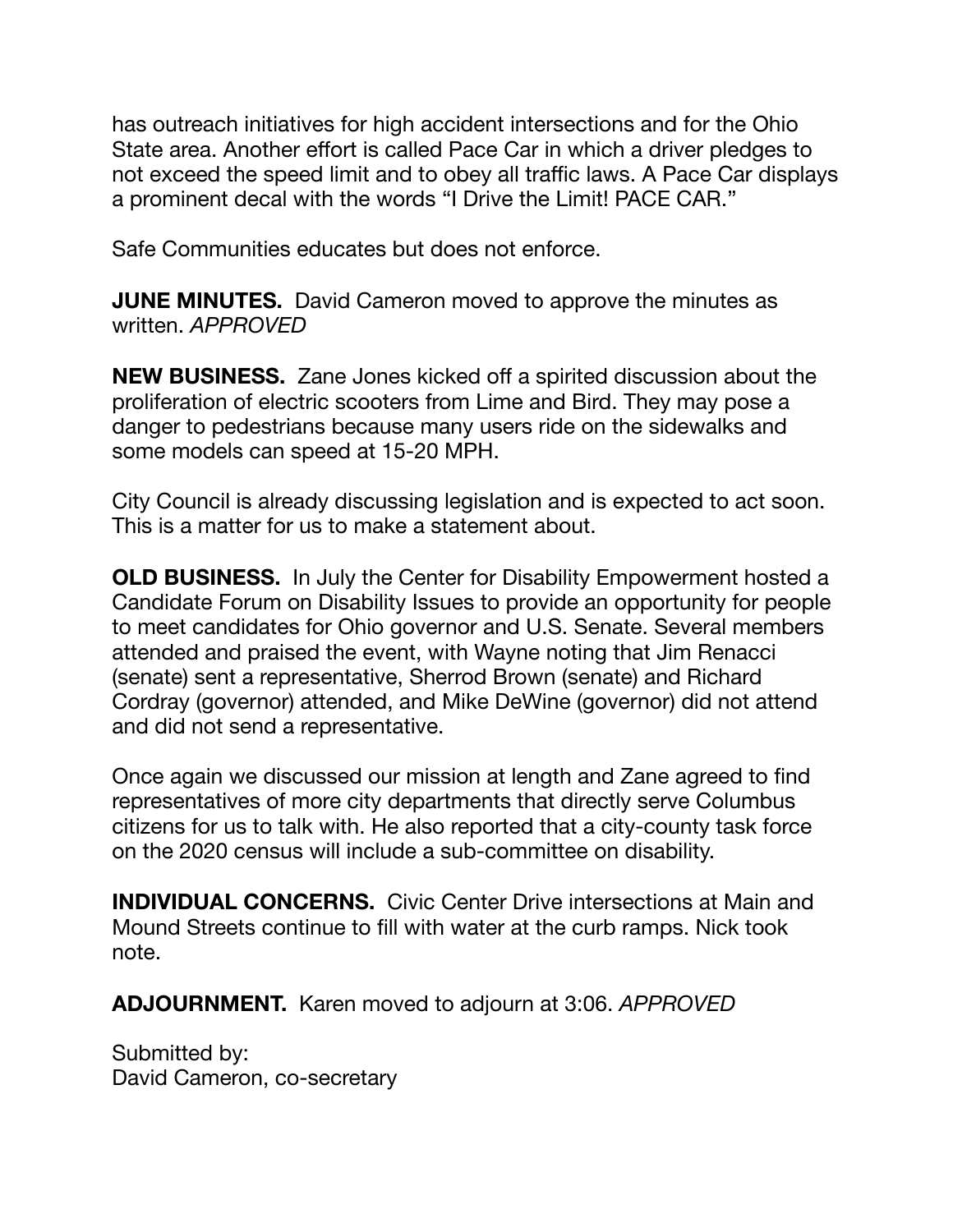has outreach initiatives for high accident intersections and for the Ohio State area. Another effort is called Pace Car in which a driver pledges to not exceed the speed limit and to obey all traffic laws. A Pace Car displays a prominent decal with the words "I Drive the Limit! PACE CAR."

Safe Communities educates but does not enforce.

**JUNE MINUTES.** David Cameron moved to approve the minutes as written. *APPROVED*

**NEW BUSINESS.** Zane Jones kicked off a spirited discussion about the proliferation of electric scooters from Lime and Bird. They may pose a danger to pedestrians because many users ride on the sidewalks and some models can speed at 15-20 MPH.

City Council is already discussing legislation and is expected to act soon. This is a matter for us to make a statement about.

**OLD BUSINESS.** In July the Center for Disability Empowerment hosted a Candidate Forum on Disability Issues to provide an opportunity for people to meet candidates for Ohio governor and U.S. Senate. Several members attended and praised the event, with Wayne noting that Jim Renacci (senate) sent a representative, Sherrod Brown (senate) and Richard Cordray (governor) attended, and Mike DeWine (governor) did not attend and did not send a representative.

Once again we discussed our mission at length and Zane agreed to find representatives of more city departments that directly serve Columbus citizens for us to talk with. He also reported that a city-county task force on the 2020 census will include a sub-committee on disability.

**INDIVIDUAL CONCERNS.** Civic Center Drive intersections at Main and Mound Streets continue to fill with water at the curb ramps. Nick took note.

**ADJOURNMENT.** Karen moved to adjourn at 3:06. *APPROVED*

Submitted by:
David Cameron, co-secretary